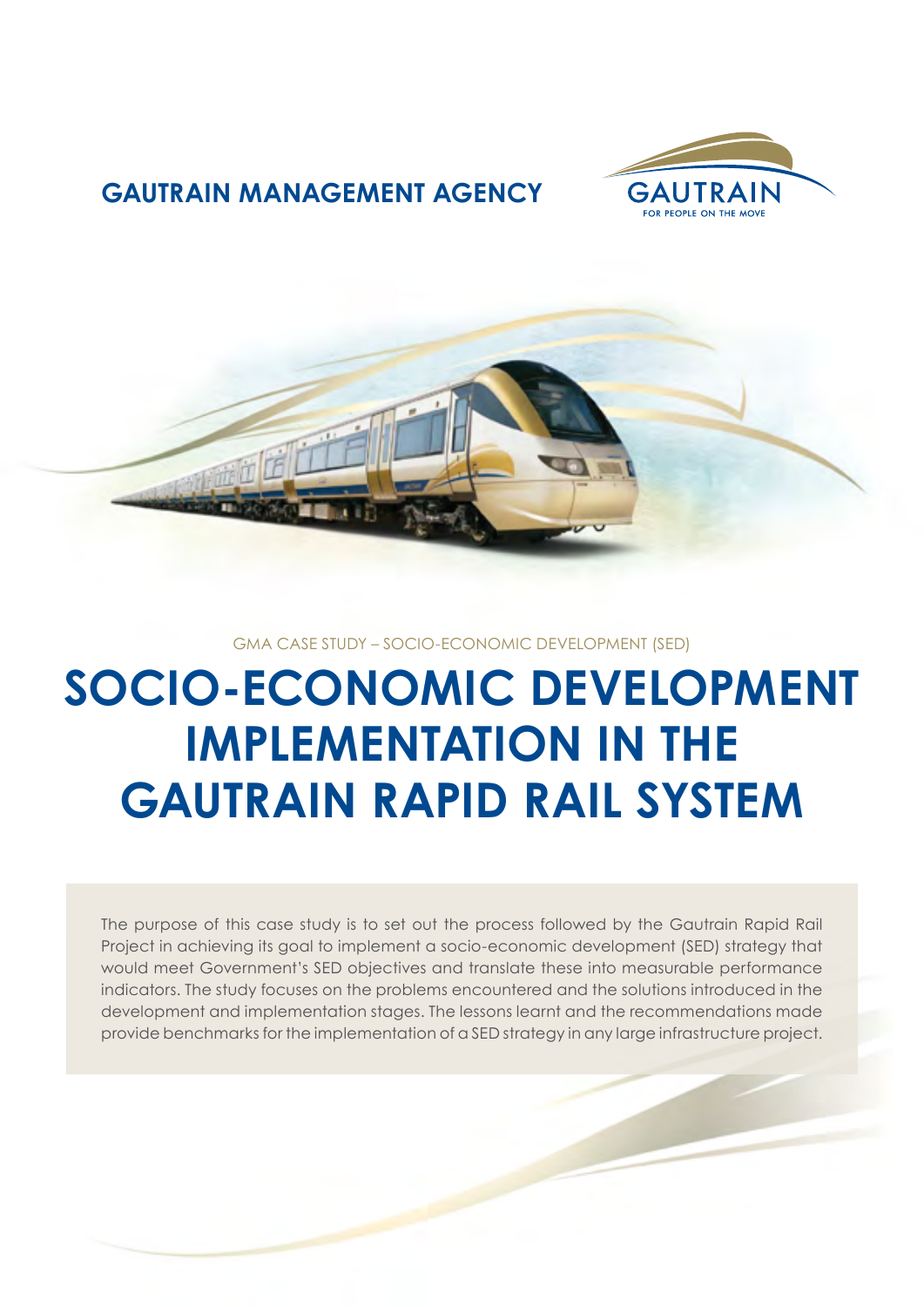**GAUTRAIN MANAGEMENT AGENCY**

GAUTRAIN
FOR PEOPLE ON THE MOVE

GMA CASE STUDY – SOCIO-ECONOMIC DEVELOPMENT (SED)

# SOCIO-ECONOMIC DEVELOPMENT IMPLEMENTATION IN THE GAUTRAIN RAPID RAIL SYSTEM

The purpose of this case study is to set out the process followed by the Gautrain Rapid Rail Project in achieving its goal to implement a socio-economic development (SED) strategy that would meet Government's SED objectives and translate these into measurable performance indicators. The study focuses on the problems encountered and the solutions introduced in the development and implementation stages. The lessons learnt and the recommendations made provide benchmarks for the implementation of a SED strategy in any large infrastructure project.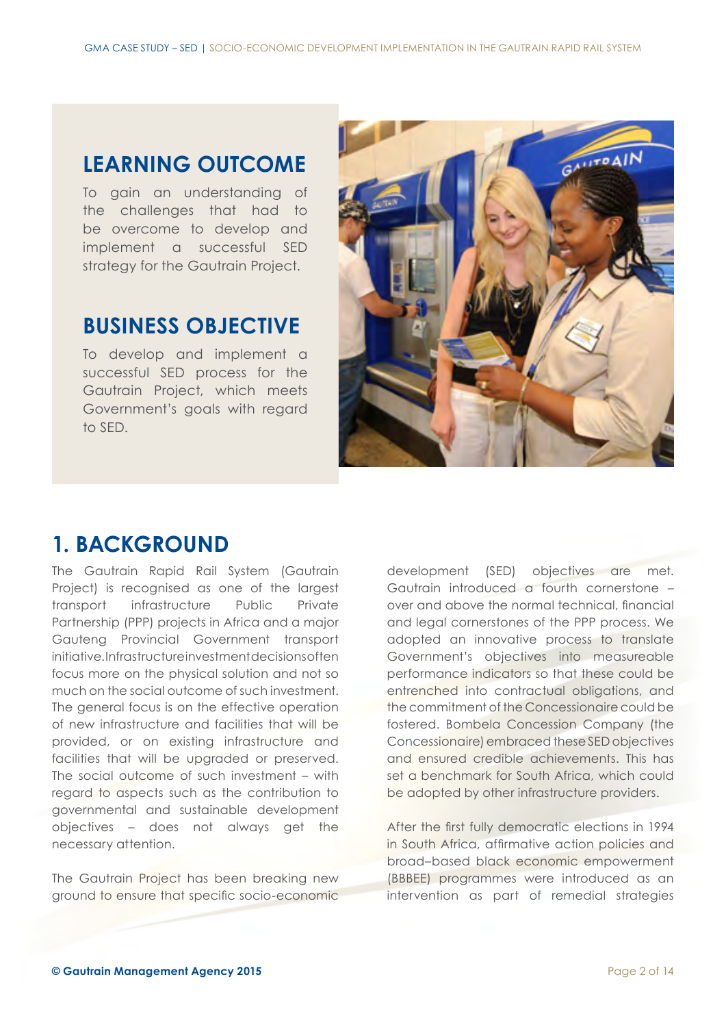## LEARNING OUTCOME

To gain an understanding of the challenges that had to be overcome to develop and implement a successful SED strategy for the Gautrain Project.

## BUSINESS OBJECTIVE

To develop and implement a successful SED process for the Gautrain Project, which meets Government's goals with regard to SED.

# 1. BACKGROUND

The Gautrain Rapid Rail System (Gautrain Project) is recognised as one of the largest transport infrastructure Public Private Partnership (PPP) projects in Africa and a major Gauteng Provincial Government transport initiative.Infrastructureinvestmentdecisionsoften focus more on the physical solution and not so much on the social outcome of such investment. The general focus is on the effective operation of new infrastructure and facilities that will be provided, or on existing infrastructure and facilities that will be upgraded or preserved. The social outcome of such investment – with regard to aspects such as the contribution to governmental and sustainable development objectives – does not always get the necessary attention.

The Gautrain Project has been breaking new ground to ensure that specific socio-economic development (SED) objectives are met. Gautrain introduced a fourth cornerstone – over and above the normal technical, financial and legal cornerstones of the PPP process. We adopted an innovative process to translate Government's objectives into measureable performance indicators so that these could be entrenched into contractual obligations, and the commitment of the Concessionaire could be fostered. Bombela Concession Company (the Concessionaire) embraced these SED objectives and ensured credible achievements. This has set a benchmark for South Africa, which could be adopted by other infrastructure providers.

After the first fully democratic elections in 1994 in South Africa, affirmative action policies and broad–based black economic empowerment (BBBEE) programmes were introduced as an intervention as part of remedial strategies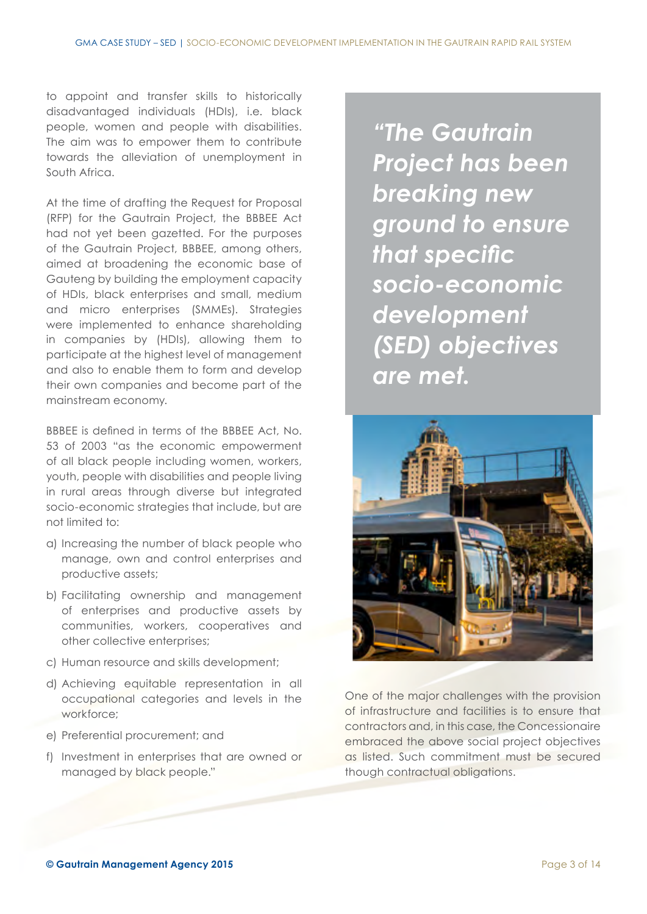to appoint and transfer skills to historically disadvantaged individuals (HDIs), i.e. black people, women and people with disabilities. The aim was to empower them to contribute towards the alleviation of unemployment in South Africa.

At the time of drafting the Request for Proposal (RFP) for the Gautrain Project, the BBBEE Act had not yet been gazetted. For the purposes of the Gautrain Project, BBBEE, among others, aimed at broadening the economic base of Gauteng by building the employment capacity of HDIs, black enterprises and small, medium and micro enterprises (SMMEs). Strategies were implemented to enhance shareholding in companies by (HDIs), allowing them to participate at the highest level of management and also to enable them to form and develop their own companies and become part of the mainstream economy.

BBBEE is defined in terms of the BBBEE Act, No. 53 of 2003 "as the economic empowerment of all black people including women, workers, youth, people with disabilities and people living in rural areas through diverse but integrated socio-economic strategies that include, but are not limited to:

a) Increasing the number of black people who manage, own and control enterprises and productive assets;
b) Facilitating ownership and management of enterprises and productive assets by communities, workers, cooperatives and other collective enterprises;
c) Human resource and skills development;
d) Achieving equitable representation in all occupational categories and levels in the workforce;
e) Preferential procurement; and
f) Investment in enterprises that are owned or managed by black people."

> ***"The Gautrain Project has been breaking new ground to ensure that specific socio-economic development (SED) objectives are met.***

One of the major challenges with the provision of infrastructure and facilities is to ensure that contractors and, in this case, the Concessionaire embraced the above social project objectives as listed. Such commitment must be secured though contractual obligations.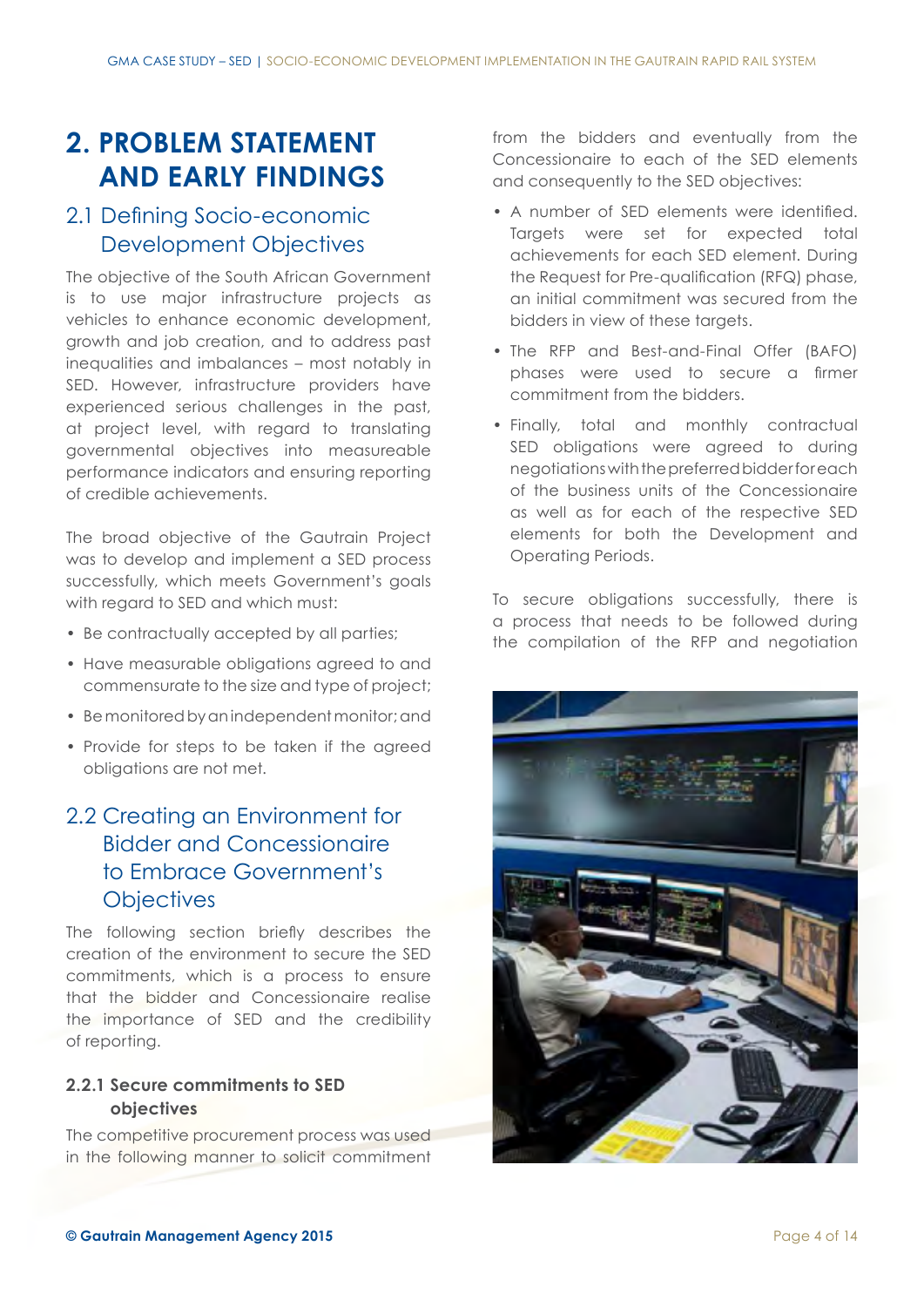# 2. PROBLEM STATEMENT AND EARLY FINDINGS

## 2.1 Defining Socio-economic Development Objectives

The objective of the South African Government is to use major infrastructure projects as vehicles to enhance economic development, growth and job creation, and to address past inequalities and imbalances – most notably in SED. However, infrastructure providers have experienced serious challenges in the past, at project level, with regard to translating governmental objectives into measureable performance indicators and ensuring reporting of credible achievements.

The broad objective of the Gautrain Project was to develop and implement a SED process successfully, which meets Government's goals with regard to SED and which must:

- Be contractually accepted by all parties;
- Have measurable obligations agreed to and commensurate to the size and type of project;
- Be monitored by an independent monitor; and
- Provide for steps to be taken if the agreed obligations are not met.

## 2.2 Creating an Environment for Bidder and Concessionaire to Embrace Government's Objectives

The following section briefly describes the creation of the environment to secure the SED commitments, which is a process to ensure that the bidder and Concessionaire realise the importance of SED and the credibility of reporting.

### 2.2.1 Secure commitments to SED objectives

The competitive procurement process was used in the following manner to solicit commitment from the bidders and eventually from the Concessionaire to each of the SED elements and consequently to the SED objectives:

- A number of SED elements were identified. Targets were set for expected total achievements for each SED element. During the Request for Pre-qualification (RFQ) phase, an initial commitment was secured from the bidders in view of these targets.
- The RFP and Best-and-Final Offer (BAFO) phases were used to secure a firmer commitment from the bidders.
- Finally, total and monthly contractual SED obligations were agreed to during negotiations with the preferred bidder for each of the business units of the Concessionaire as well as for each of the respective SED elements for both the Development and Operating Periods.

To secure obligations successfully, there is a process that needs to be followed during the compilation of the RFP and negotiation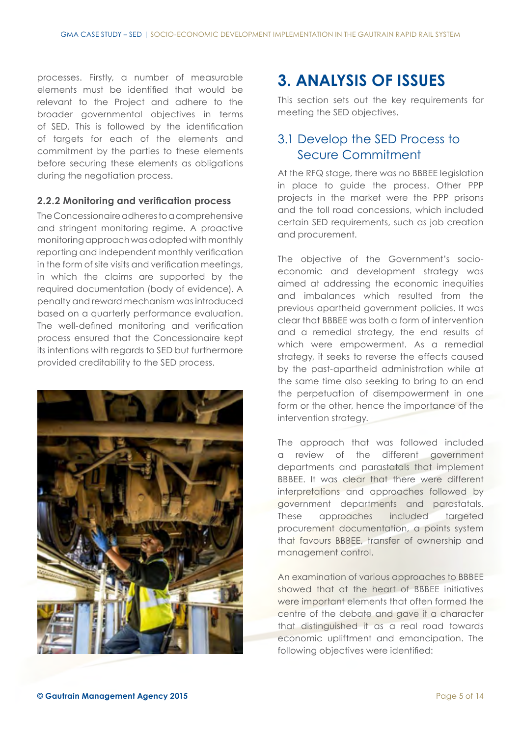processes. Firstly, a number of measurable elements must be identified that would be relevant to the Project and adhere to the broader governmental objectives in terms of SED. This is followed by the identification of targets for each of the elements and commitment by the parties to these elements before securing these elements as obligations during the negotiation process.

### 2.2.2 Monitoring and verification process

The Concessionaire adheres to a comprehensive and stringent monitoring regime. A proactive monitoring approach was adopted with monthly reporting and independent monthly verification in the form of site visits and verification meetings, in which the claims are supported by the required documentation (body of evidence). A penalty and reward mechanism was introduced based on a quarterly performance evaluation. The well-defined monitoring and verification process ensured that the Concessionaire kept its intentions with regards to SED but furthermore provided creditability to the SED process.

# 3. ANALYSIS OF ISSUES

This section sets out the key requirements for meeting the SED objectives.

## 3.1 Develop the SED Process to Secure Commitment

At the RFQ stage, there was no BBBEE legislation in place to guide the process. Other PPP projects in the market were the PPP prisons and the toll road concessions, which included certain SED requirements, such as job creation and procurement.

The objective of the Government's socio-economic and development strategy was aimed at addressing the economic inequities and imbalances which resulted from the previous apartheid government policies. It was clear that BBBEE was both a form of intervention and a remedial strategy, the end results of which were empowerment. As a remedial strategy, it seeks to reverse the effects caused by the past-apartheid administration while at the same time also seeking to bring to an end the perpetuation of disempowerment in one form or the other, hence the importance of the intervention strategy.

The approach that was followed included a review of the different government departments and parastatals that implement BBBEE. It was clear that there were different interpretations and approaches followed by government departments and parastatals. These approaches included targeted procurement documentation, a points system that favours BBBEE, transfer of ownership and management control.

An examination of various approaches to BBBEE showed that at the heart of BBBEE initiatives were important elements that often formed the centre of the debate and gave it a character that distinguished it as a real road towards economic upliftment and emancipation. The following objectives were identified: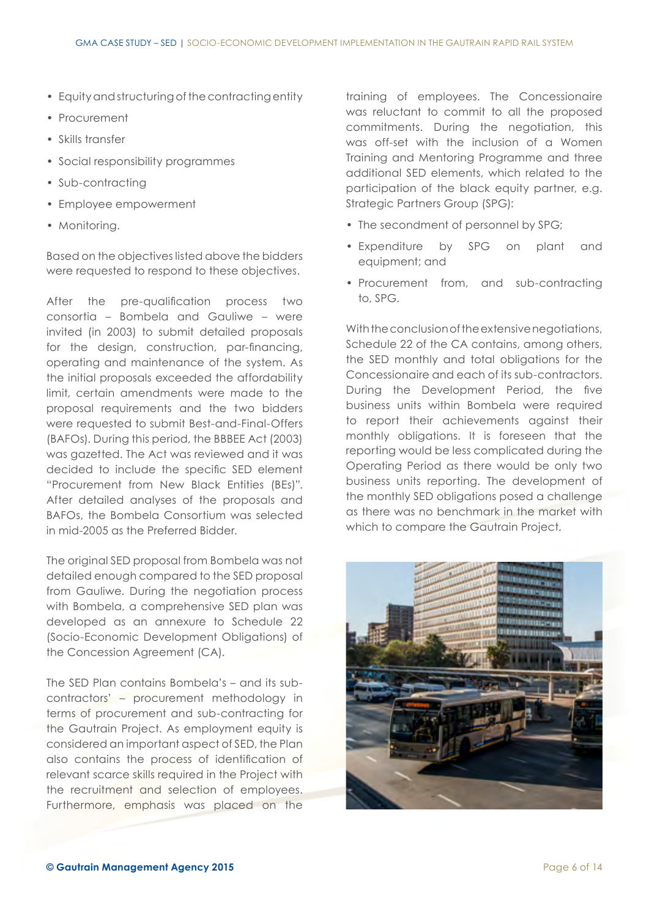- Equity and structuring of the contracting entity
- Procurement
- Skills transfer
- Social responsibility programmes
- Sub-contracting
- Employee empowerment
- Monitoring.

Based on the objectives listed above the bidders were requested to respond to these objectives.

After the pre-qualification process two consortia – Bombela and Gauliwe – were invited (in 2003) to submit detailed proposals for the design, construction, par-financing, operating and maintenance of the system. As the initial proposals exceeded the affordability limit, certain amendments were made to the proposal requirements and the two bidders were requested to submit Best-and-Final-Offers (BAFOs). During this period, the BBBEE Act (2003) was gazetted. The Act was reviewed and it was decided to include the specific SED element "Procurement from New Black Entities (BEs)". After detailed analyses of the proposals and BAFOs, the Bombela Consortium was selected in mid-2005 as the Preferred Bidder.

The original SED proposal from Bombela was not detailed enough compared to the SED proposal from Gauliwe. During the negotiation process with Bombela, a comprehensive SED plan was developed as an annexure to Schedule 22 (Socio-Economic Development Obligations) of the Concession Agreement (CA).

The SED Plan contains Bombela's – and its sub-contractors' – procurement methodology in terms of procurement and sub-contracting for the Gautrain Project. As employment equity is considered an important aspect of SED, the Plan also contains the process of identification of relevant scarce skills required in the Project with the recruitment and selection of employees. Furthermore, emphasis was placed on the training of employees. The Concessionaire was reluctant to commit to all the proposed commitments. During the negotiation, this was off-set with the inclusion of a Women Training and Mentoring Programme and three additional SED elements, which related to the participation of the black equity partner, e.g. Strategic Partners Group (SPG):

- The secondment of personnel by SPG;
- Expenditure by SPG on plant and equipment; and
- Procurement from, and sub-contracting to, SPG.

With the conclusion of the extensive negotiations, Schedule 22 of the CA contains, among others, the SED monthly and total obligations for the Concessionaire and each of its sub-contractors. During the Development Period, the five business units within Bombela were required to report their achievements against their monthly obligations. It is foreseen that the reporting would be less complicated during the Operating Period as there would be only two business units reporting. The development of the monthly SED obligations posed a challenge as there was no benchmark in the market with which to compare the Gautrain Project.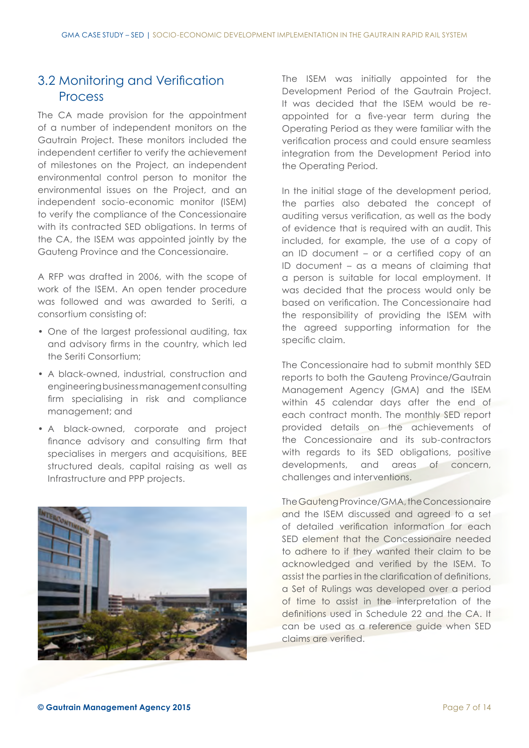## 3.2 Monitoring and Verification Process

The CA made provision for the appointment of a number of independent monitors on the Gautrain Project. These monitors included the independent certifier to verify the achievement of milestones on the Project, an independent environmental control person to monitor the environmental issues on the Project, and an independent socio-economic monitor (ISEM) to verify the compliance of the Concessionaire with its contracted SED obligations. In terms of the CA, the ISEM was appointed jointly by the Gauteng Province and the Concessionaire.

A RFP was drafted in 2006, with the scope of work of the ISEM. An open tender procedure was followed and was awarded to Seriti, a consortium consisting of:

- One of the largest professional auditing, tax and advisory firms in the country, which led the Seriti Consortium;
- A black-owned, industrial, construction and engineering business management consulting firm specialising in risk and compliance management; and
- A black-owned, corporate and project finance advisory and consulting firm that specialises in mergers and acquisitions, BEE structured deals, capital raising as well as Infrastructure and PPP projects.

The ISEM was initially appointed for the Development Period of the Gautrain Project. It was decided that the ISEM would be re-appointed for a five-year term during the Operating Period as they were familiar with the verification process and could ensure seamless integration from the Development Period into the Operating Period.

In the initial stage of the development period, the parties also debated the concept of auditing versus verification, as well as the body of evidence that is required with an audit. This included, for example, the use of a copy of an ID document – or a certified copy of an ID document – as a means of claiming that a person is suitable for local employment. It was decided that the process would only be based on verification. The Concessionaire had the responsibility of providing the ISEM with the agreed supporting information for the specific claim.

The Concessionaire had to submit monthly SED reports to both the Gauteng Province/Gautrain Management Agency (GMA) and the ISEM within 45 calendar days after the end of each contract month. The monthly SED report provided details on the achievements of the Concessionaire and its sub-contractors with regards to its SED obligations, positive developments, and areas of concern, challenges and interventions.

The Gauteng Province/GMA, the Concessionaire and the ISEM discussed and agreed to a set of detailed verification information for each SED element that the Concessionaire needed to adhere to if they wanted their claim to be acknowledged and verified by the ISEM. To assist the parties in the clarification of definitions, a Set of Rulings was developed over a period of time to assist in the interpretation of the definitions used in Schedule 22 and the CA. It can be used as a reference guide when SED claims are verified.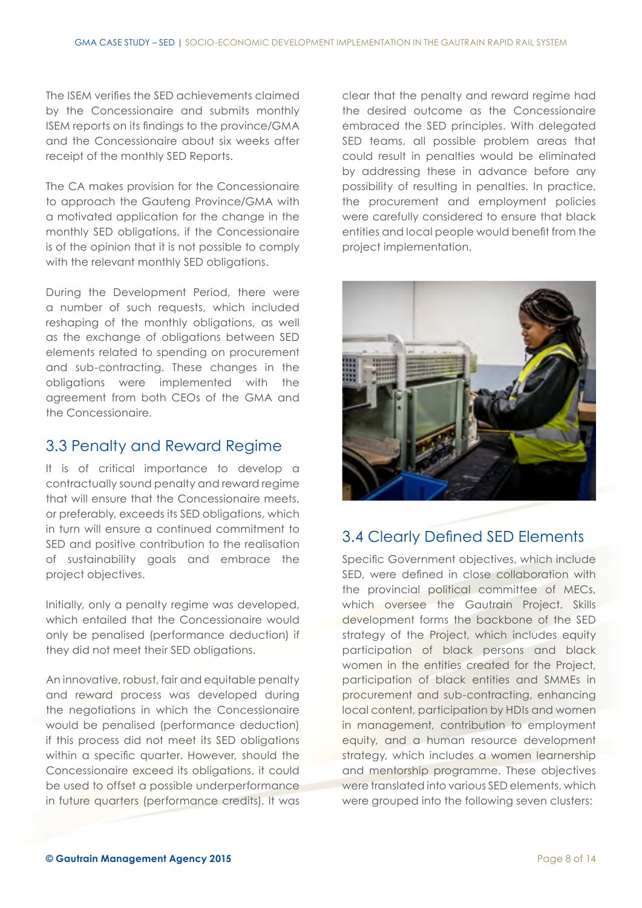The ISEM verifies the SED achievements claimed by the Concessionaire and submits monthly ISEM reports on its findings to the province/GMA and the Concessionaire about six weeks after receipt of the monthly SED Reports.

The CA makes provision for the Concessionaire to approach the Gauteng Province/GMA with a motivated application for the change in the monthly SED obligations, if the Concessionaire is of the opinion that it is not possible to comply with the relevant monthly SED obligations.

During the Development Period, there were a number of such requests, which included reshaping of the monthly obligations, as well as the exchange of obligations between SED elements related to spending on procurement and sub-contracting. These changes in the obligations were implemented with the agreement from both CEOs of the GMA and the Concessionaire.

## 3.3 Penalty and Reward Regime

It is of critical importance to develop a contractually sound penalty and reward regime that will ensure that the Concessionaire meets, or preferably, exceeds its SED obligations, which in turn will ensure a continued commitment to SED and positive contribution to the realisation of sustainability goals and embrace the project objectives.

Initially, only a penalty regime was developed, which entailed that the Concessionaire would only be penalised (performance deduction) if they did not meet their SED obligations.

An innovative, robust, fair and equitable penalty and reward process was developed during the negotiations in which the Concessionaire would be penalised (performance deduction) if this process did not meet its SED obligations within a specific quarter. However, should the Concessionaire exceed its obligations, it could be used to offset a possible underperformance in future quarters (performance credits). It was clear that the penalty and reward regime had the desired outcome as the Concessionaire embraced the SED principles. With delegated SED teams, all possible problem areas that could result in penalties would be eliminated by addressing these in advance before any possibility of resulting in penalties. In practice, the procurement and employment policies were carefully considered to ensure that black entities and local people would benefit from the project implementation.

## 3.4 Clearly Defined SED Elements

Specific Government objectives, which include SED, were defined in close collaboration with the provincial political committee of MECs, which oversee the Gautrain Project. Skills development forms the backbone of the SED strategy of the Project, which includes equity participation of black persons and black women in the entities created for the Project, participation of black entities and SMMEs in procurement and sub-contracting, enhancing local content, participation by HDIs and women in management, contribution to employment equity, and a human resource development strategy, which includes a women learnership and mentorship programme. These objectives were translated into various SED elements, which were grouped into the following seven clusters: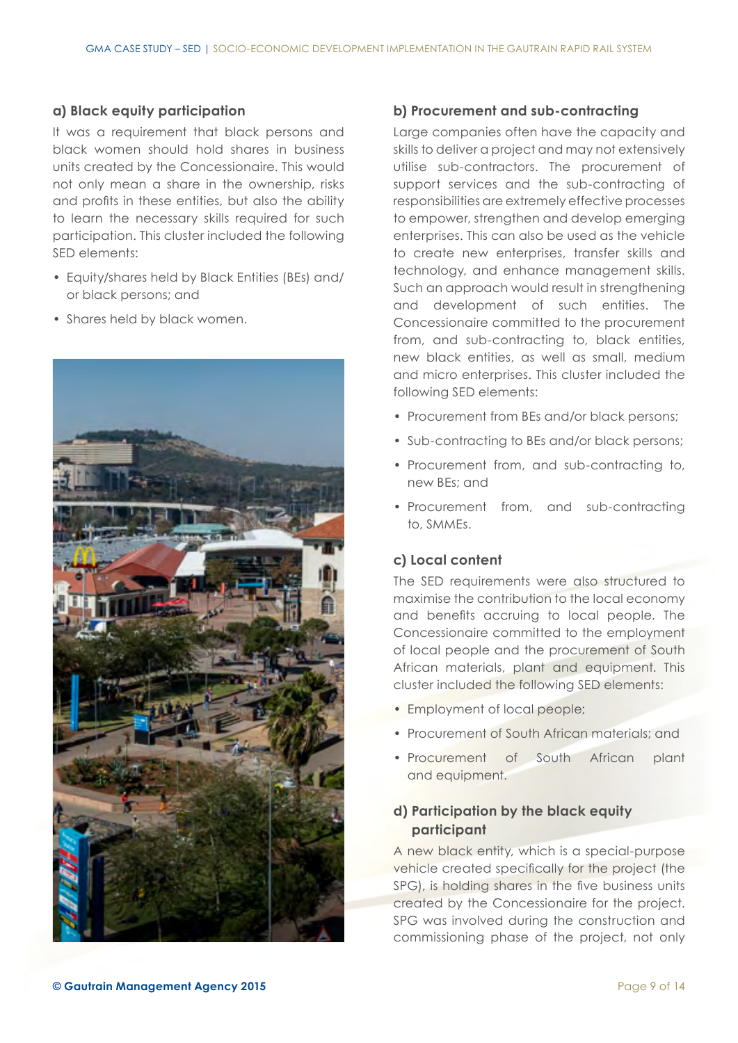### a) Black equity participation

It was a requirement that black persons and black women should hold shares in business units created by the Concessionaire. This would not only mean a share in the ownership, risks and profits in these entities, but also the ability to learn the necessary skills required for such participation. This cluster included the following SED elements:

- Equity/shares held by Black Entities (BEs) and/or black persons; and
- Shares held by black women.

### b) Procurement and sub-contracting

Large companies often have the capacity and skills to deliver a project and may not extensively utilise sub-contractors. The procurement of support services and the sub-contracting of responsibilities are extremely effective processes to empower, strengthen and develop emerging enterprises. This can also be used as the vehicle to create new enterprises, transfer skills and technology, and enhance management skills. Such an approach would result in strengthening and development of such entities. The Concessionaire committed to the procurement from, and sub-contracting to, black entities, new black entities, as well as small, medium and micro enterprises. This cluster included the following SED elements:

- Procurement from BEs and/or black persons;
- Sub-contracting to BEs and/or black persons;
- Procurement from, and sub-contracting to, new BEs; and
- Procurement from, and sub-contracting to, SMMEs.

### c) Local content

The SED requirements were also structured to maximise the contribution to the local economy and benefits accruing to local people. The Concessionaire committed to the employment of local people and the procurement of South African materials, plant and equipment. This cluster included the following SED elements:

- Employment of local people;
- Procurement of South African materials; and
- Procurement of South African plant and equipment.

### d) Participation by the black equity participant

A new black entity, which is a special-purpose vehicle created specifically for the project (the SPG), is holding shares in the five business units created by the Concessionaire for the project. SPG was involved during the construction and commissioning phase of the project, not only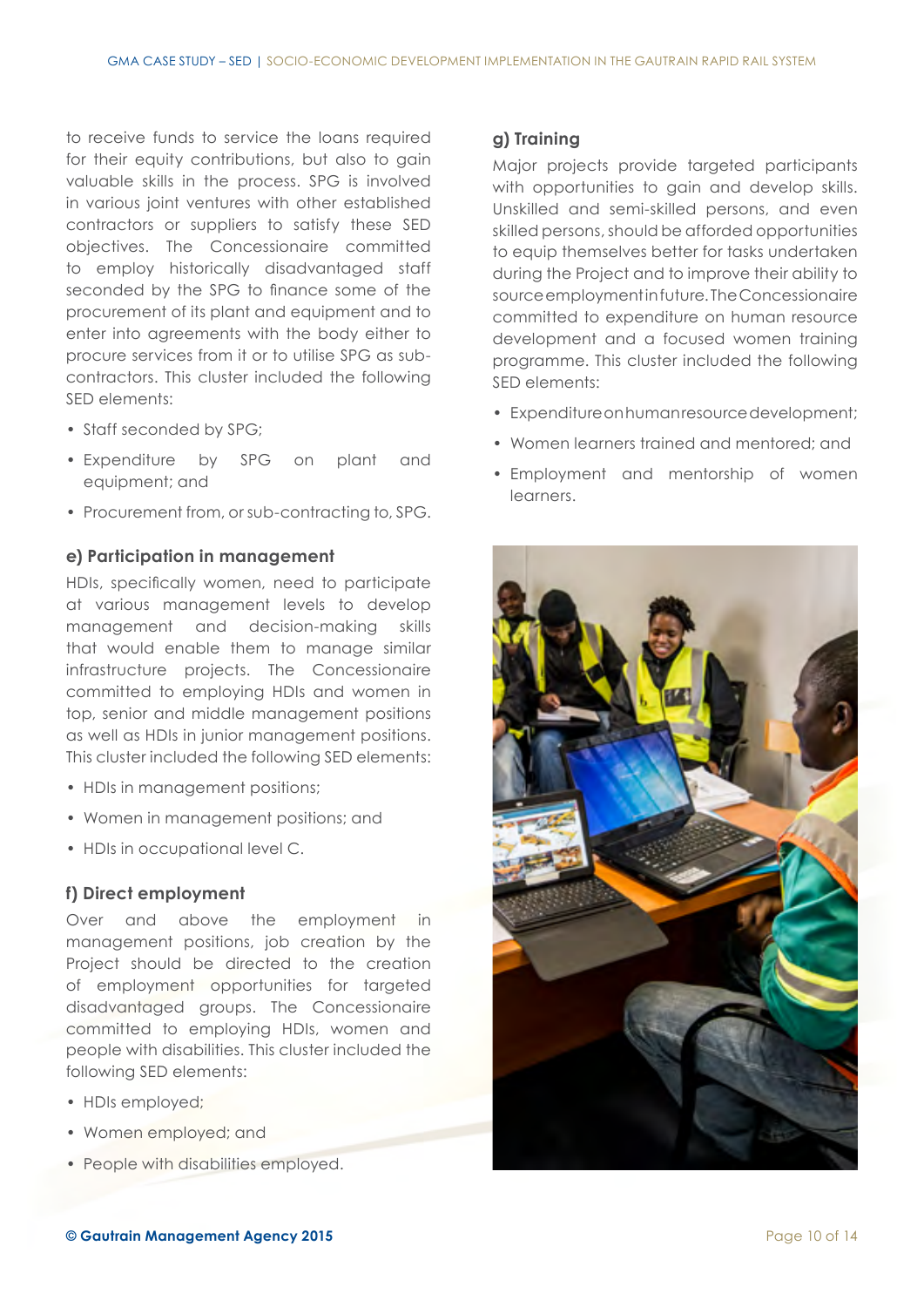to receive funds to service the loans required for their equity contributions, but also to gain valuable skills in the process. SPG is involved in various joint ventures with other established contractors or suppliers to satisfy these SED objectives. The Concessionaire committed to employ historically disadvantaged staff seconded by the SPG to finance some of the procurement of its plant and equipment and to enter into agreements with the body either to procure services from it or to utilise SPG as sub-contractors. This cluster included the following SED elements:

- Staff seconded by SPG;
- Expenditure by SPG on plant and equipment; and
- Procurement from, or sub-contracting to, SPG.

#### e) Participation in management

HDIs, specifically women, need to participate at various management levels to develop management and decision-making skills that would enable them to manage similar infrastructure projects. The Concessionaire committed to employing HDIs and women in top, senior and middle management positions as well as HDIs in junior management positions. This cluster included the following SED elements:

- HDIs in management positions;
- Women in management positions; and
- HDIs in occupational level C.

#### f) Direct employment

Over and above the employment in management positions, job creation by the Project should be directed to the creation of employment opportunities for targeted disadvantaged groups. The Concessionaire committed to employing HDIs, women and people with disabilities. This cluster included the following SED elements:

- HDIs employed;
- Women employed; and
- People with disabilities employed.

#### g) Training

Major projects provide targeted participants with opportunities to gain and develop skills. Unskilled and semi-skilled persons, and even skilled persons, should be afforded opportunities to equip themselves better for tasks undertaken during the Project and to improve their ability to source employment in future. The Concessionaire committed to expenditure on human resource development and a focused women training programme. This cluster included the following SED elements:

- Expenditure on human resource development;
- Women learners trained and mentored; and
- Employment and mentorship of women learners.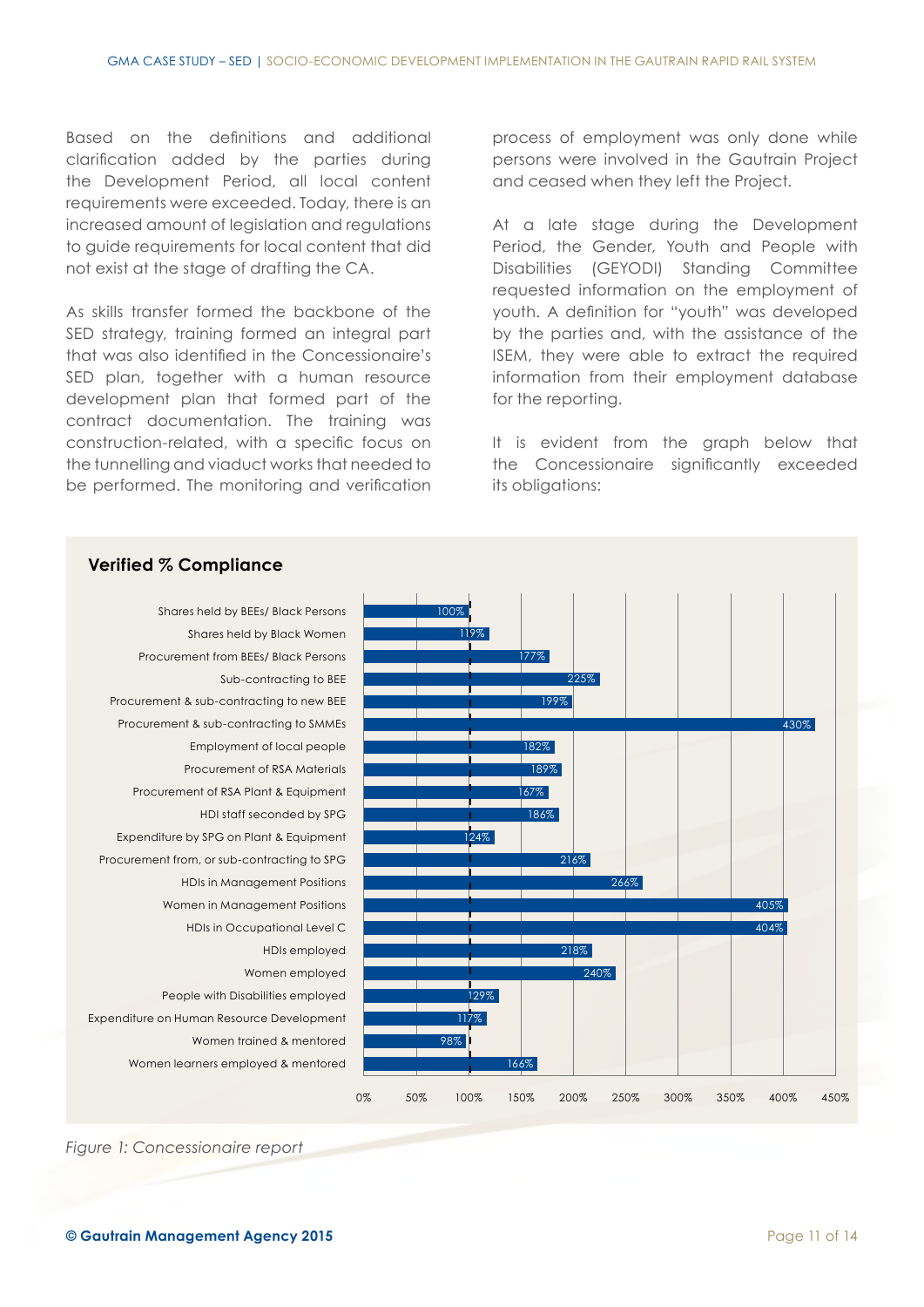Based on the definitions and additional clarification added by the parties during the Development Period, all local content requirements were exceeded. Today, there is an increased amount of legislation and regulations to guide requirements for local content that did not exist at the stage of drafting the CA.

As skills transfer formed the backbone of the SED strategy, training formed an integral part that was also identified in the Concessionaire's SED plan, together with a human resource development plan that formed part of the contract documentation. The training was construction-related, with a specific focus on the tunnelling and viaduct works that needed to be performed. The monitoring and verification process of employment was only done while persons were involved in the Gautrain Project and ceased when they left the Project.

At a late stage during the Development Period, the Gender, Youth and People with Disabilities (GEYODI) Standing Committee requested information on the employment of youth. A definition for "youth" was developed by the parties and, with the assistance of the ISEM, they were able to extract the required information from their employment database for the reporting.

It is evident from the graph below that the Concessionaire significantly exceeded its obligations:

**Verified % Compliance**

| Category | Verified % Compliance |
|---|---|
| Shares held by BEEs/ Black Persons | 100% |
| Shares held by Black Women | 119% |
| Procurement from BEEs/ Black Persons | 177% |
| Sub-contracting to BEE | 225% |
| Procurement & sub-contracting to new BEE | 199% |
| Procurement & sub-contracting to SMMEs | 430% |
| Employment of local people | 182% |
| Procurement of RSA Materials | 189% |
| Procurement of RSA Plant & Equipment | 167% |
| HDI staff seconded by SPG | 186% |
| Expenditure by SPG on Plant & Equipment | 124% |
| Procurement from, or sub-contracting to SPG | 216% |
| HDIs in Management Positions | 266% |
| Women in Management Positions | 405% |
| HDIs in Occupational Level C | 404% |
| HDIs employed | 218% |
| Women employed | 240% |
| People with Disabilities employed | 129% |
| Expenditure on Human Resource Development | 117% |
| Women trained & mentored | 98% |
| Women learners employed & mentored | 166% |

*Figure 1: Concessionaire report*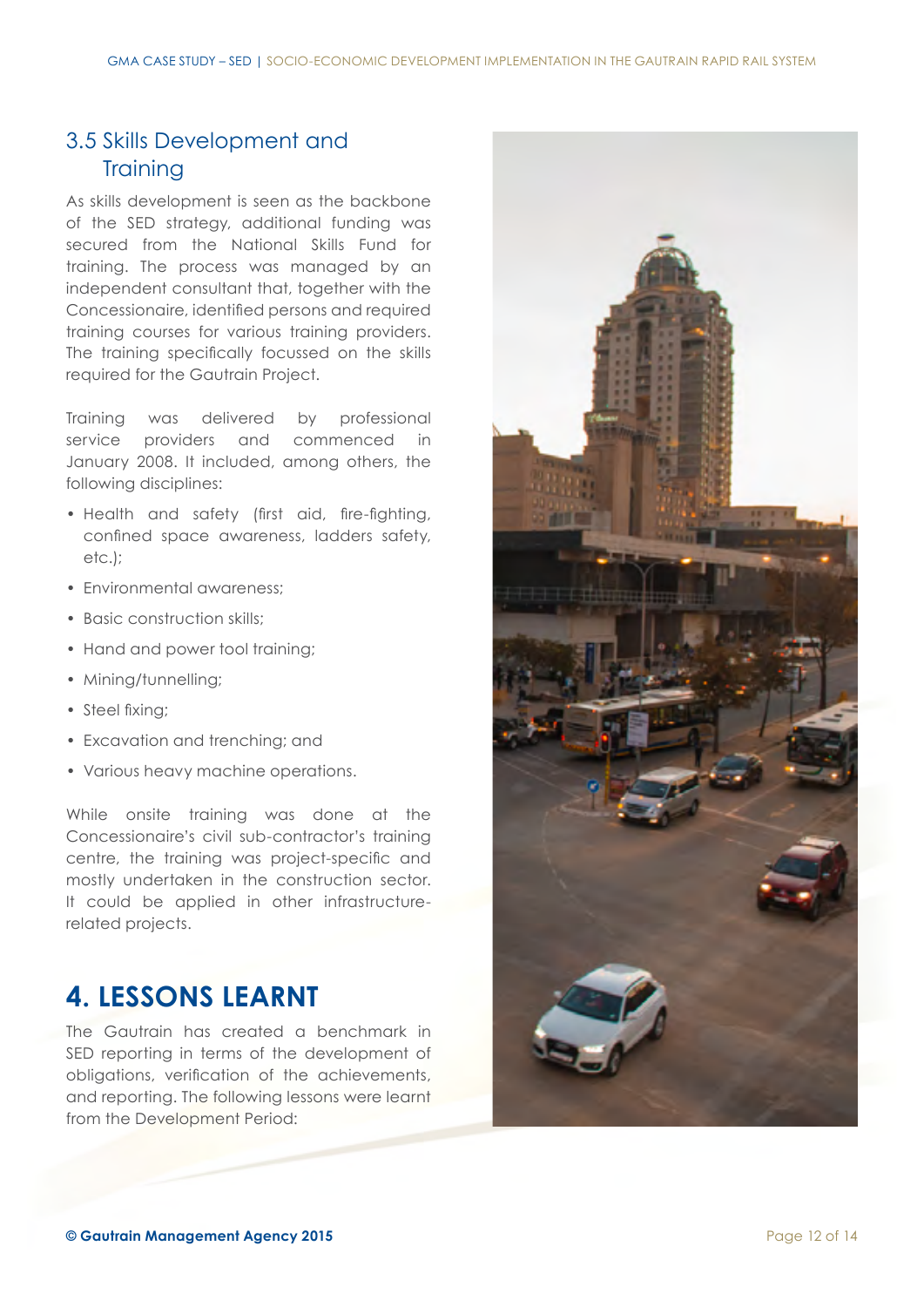### 3.5 Skills Development and Training

As skills development is seen as the backbone of the SED strategy, additional funding was secured from the National Skills Fund for training. The process was managed by an independent consultant that, together with the Concessionaire, identified persons and required training courses for various training providers. The training specifically focussed on the skills required for the Gautrain Project.

Training was delivered by professional service providers and commenced in January 2008. It included, among others, the following disciplines:

- Health and safety (first aid, fire-fighting, confined space awareness, ladders safety, etc.);
- Environmental awareness;
- Basic construction skills;
- Hand and power tool training;
- Mining/tunnelling;
- Steel fixing;
- Excavation and trenching; and
- Various heavy machine operations.

While onsite training was done at the Concessionaire's civil sub-contractor's training centre, the training was project-specific and mostly undertaken in the construction sector. It could be applied in other infrastructure-related projects.

## 4. LESSONS LEARNT

The Gautrain has created a benchmark in SED reporting in terms of the development of obligations, verification of the achievements, and reporting. The following lessons were learnt from the Development Period: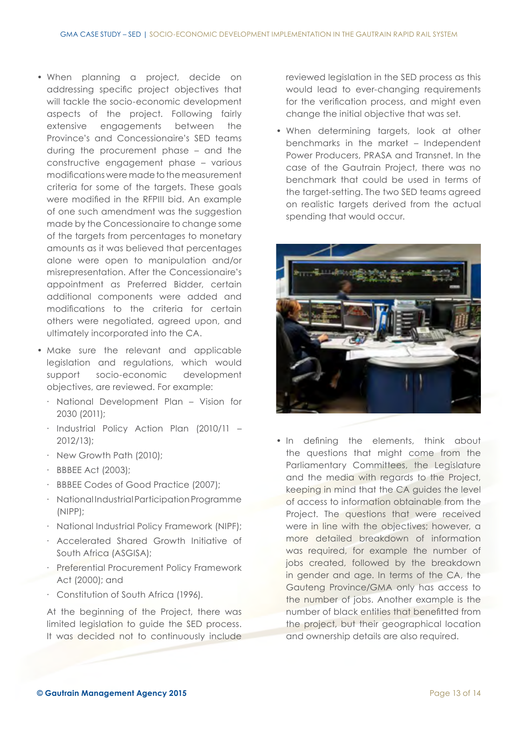- When planning a project, decide on addressing specific project objectives that will tackle the socio-economic development aspects of the project. Following fairly extensive engagements between the Province's and Concessionaire's SED teams during the procurement phase – and the constructive engagement phase – various modifications were made to the measurement criteria for some of the targets. These goals were modified in the RFPIII bid. An example of one such amendment was the suggestion made by the Concessionaire to change some of the targets from percentages to monetary amounts as it was believed that percentages alone were open to manipulation and/or misrepresentation. After the Concessionaire's appointment as Preferred Bidder, certain additional components were added and modifications to the criteria for certain others were negotiated, agreed upon, and ultimately incorporated into the CA.
- Make sure the relevant and applicable legislation and regulations, which would support socio-economic development objectives, are reviewed. For example:
  - National Development Plan – Vision for 2030 (2011);
  - Industrial Policy Action Plan (2010/11 – 2012/13);
  - New Growth Path (2010);
  - BBBEE Act (2003);
  - BBBEE Codes of Good Practice (2007);
  - National Industrial Participation Programme (NIPP);
  - National Industrial Policy Framework (NIPF);
  - Accelerated Shared Growth Initiative of South Africa (ASGISA);
  - Preferential Procurement Policy Framework Act (2000); and
  - Constitution of South Africa (1996).

  At the beginning of the Project, there was limited legislation to guide the SED process. It was decided not to continuously include reviewed legislation in the SED process as this would lead to ever-changing requirements for the verification process, and might even change the initial objective that was set.
- When determining targets, look at other benchmarks in the market – Independent Power Producers, PRASA and Transnet. In the case of the Gautrain Project, there was no benchmark that could be used in terms of the target-setting. The two SED teams agreed on realistic targets derived from the actual spending that would occur.
- In defining the elements, think about the questions that might come from the Parliamentary Committees, the Legislature and the media with regards to the Project, keeping in mind that the CA guides the level of access to information obtainable from the Project. The questions that were received were in line with the objectives; however, a more detailed breakdown of information was required, for example the number of jobs created, followed by the breakdown in gender and age. In terms of the CA, the Gauteng Province/GMA only has access to the number of jobs. Another example is the number of black entities that benefitted from the project, but their geographical location and ownership details are also required.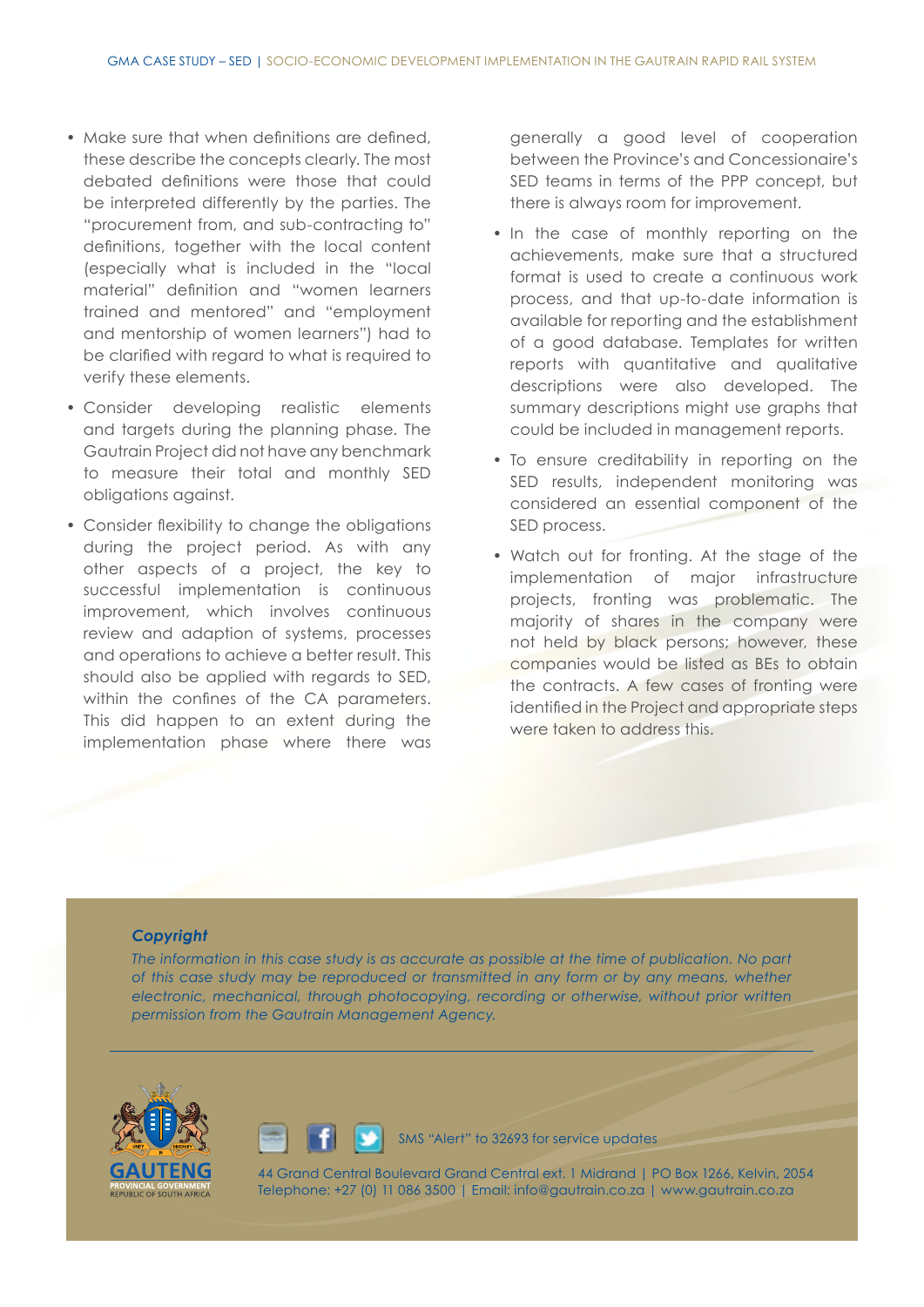- Make sure that when definitions are defined, these describe the concepts clearly. The most debated definitions were those that could be interpreted differently by the parties. The "procurement from, and sub-contracting to" definitions, together with the local content (especially what is included in the "local material" definition and "women learners trained and mentored" and "employment and mentorship of women learners") had to be clarified with regard to what is required to verify these elements.
- Consider developing realistic elements and targets during the planning phase. The Gautrain Project did not have any benchmark to measure their total and monthly SED obligations against.
- Consider flexibility to change the obligations during the project period. As with any other aspects of a project, the key to successful implementation is continuous improvement, which involves continuous review and adaption of systems, processes and operations to achieve a better result. This should also be applied with regards to SED, within the confines of the CA parameters. This did happen to an extent during the implementation phase where there was generally a good level of cooperation between the Province's and Concessionaire's SED teams in terms of the PPP concept, but there is always room for improvement.
- In the case of monthly reporting on the achievements, make sure that a structured format is used to create a continuous work process, and that up-to-date information is available for reporting and the establishment of a good database. Templates for written reports with quantitative and qualitative descriptions were also developed. The summary descriptions might use graphs that could be included in management reports.
- To ensure creditability in reporting on the SED results, independent monitoring was considered an essential component of the SED process.
- Watch out for fronting. At the stage of the implementation of major infrastructure projects, fronting was problematic. The majority of shares in the company were not held by black persons; however, these companies would be listed as BEs to obtain the contracts. A few cases of fronting were identified in the Project and appropriate steps were taken to address this.

***Copyright***

*The information in this case study is as accurate as possible at the time of publication. No part of this case study may be reproduced or transmitted in any form or by any means, whether electronic, mechanical, through photocopying, recording or otherwise, without prior written permission from the Gautrain Management Agency.*

GAUTENG PROVINCIAL GOVERNMENT
REPUBLIC OF SOUTH AFRICA

SMS "Alert" to 32693 for service updates

44 Grand Central Boulevard Grand Central ext. 1 Midrand | PO Box 1266, Kelvin, 2054
Telephone: +27 (0) 11 086 3500 | Email: info@gautrain.co.za | www.gautrain.co.za